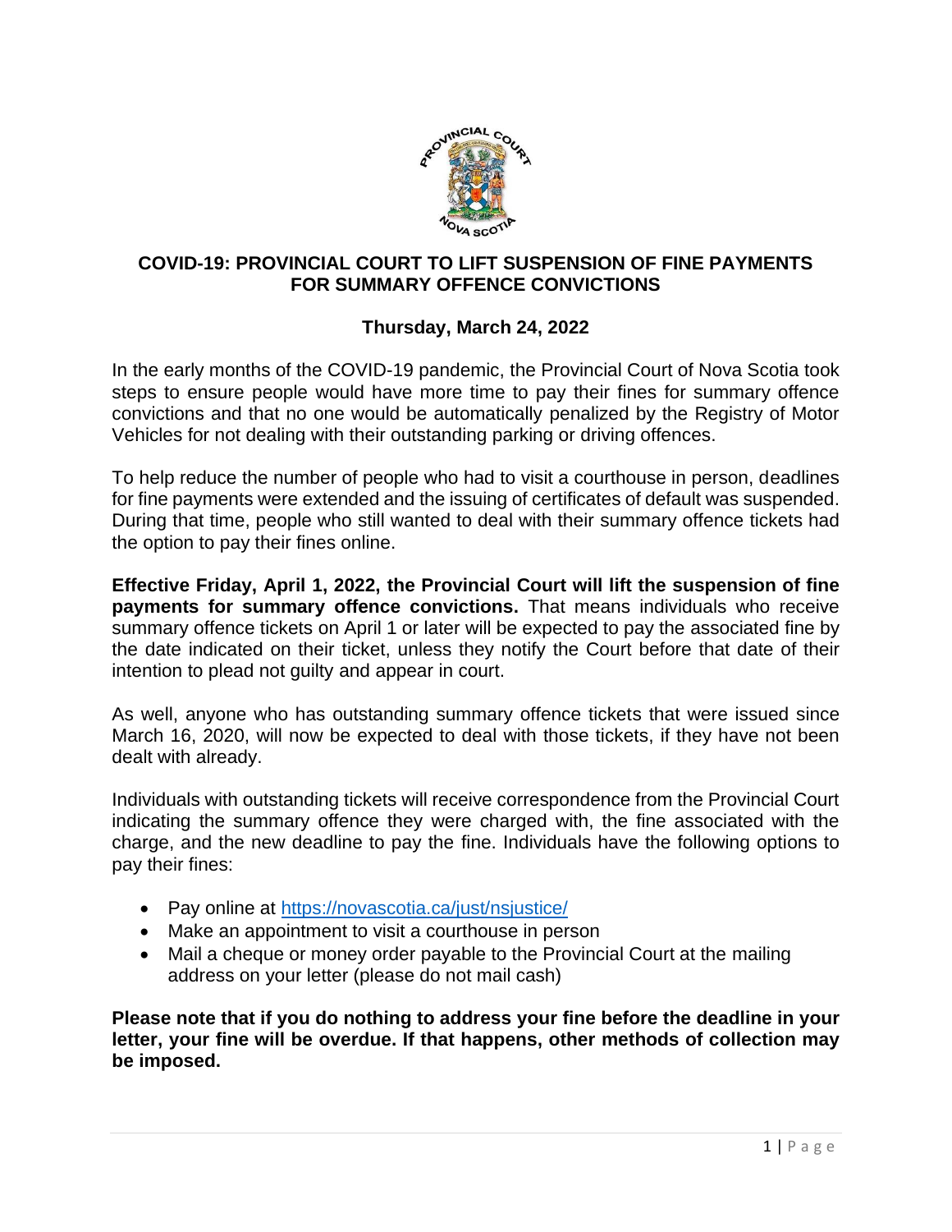# COVID-19: PROVINCIAL COURT TO LIFT SUSPENSION OF FINE PAYMENTS FOR SUMMARY OFFENCE CONVICTIONS

**Thursday, March 24, 2022**

In the early months of the COVID-19 pandemic, the Provincial Court of Nova Scotia took steps to ensure people would have more time to pay their fines for summary offence convictions and that no one would be automatically penalized by the Registry of Motor Vehicles for not dealing with their outstanding parking or driving offences.

To help reduce the number of people who had to visit a courthouse in person, deadlines for fine payments were extended and the issuing of certificates of default was suspended. During that time, people who still wanted to deal with their summary offence tickets had the option to pay their fines online.

**Effective Friday, April 1, 2022, the Provincial Court will lift the suspension of fine payments for summary offence convictions.** That means individuals who receive summary offence tickets on April 1 or later will be expected to pay the associated fine by the date indicated on their ticket, unless they notify the Court before that date of their intention to plead not guilty and appear in court.

As well, anyone who has outstanding summary offence tickets that were issued since March 16, 2020, will now be expected to deal with those tickets, if they have not been dealt with already.

Individuals with outstanding tickets will receive correspondence from the Provincial Court indicating the summary offence they were charged with, the fine associated with the charge, and the new deadline to pay the fine. Individuals have the following options to pay their fines:

- Pay online at [https://novascotia.ca/just/nsjustice/](https://novascotia.ca/just/nsjustice/)
- Make an appointment to visit a courthouse in person
- Mail a cheque or money order payable to the Provincial Court at the mailing address on your letter (please do not mail cash)

**Please note that if you do nothing to address your fine before the deadline in your letter, your fine will be overdue. If that happens, other methods of collection may be imposed.**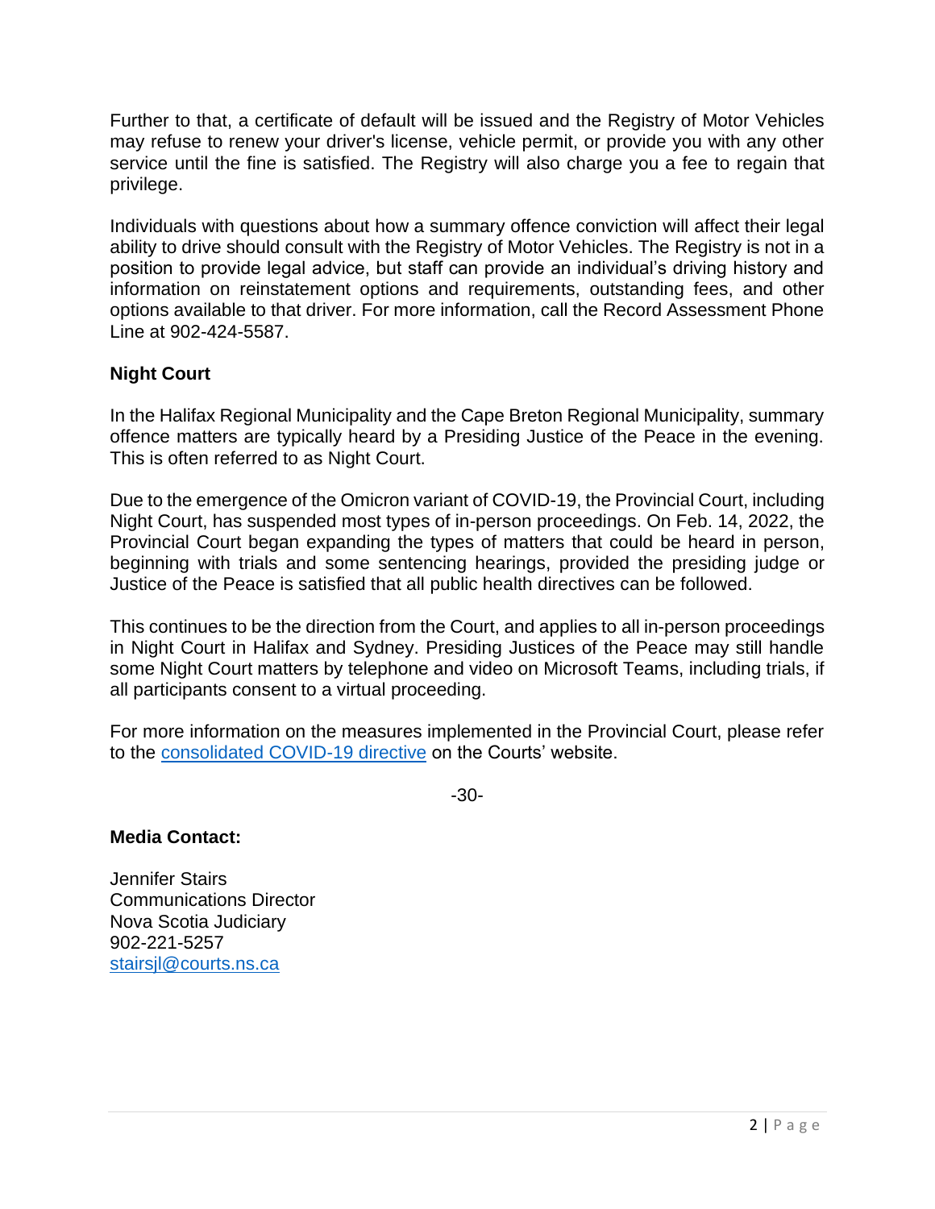Further to that, a certificate of default will be issued and the Registry of Motor Vehicles may refuse to renew your driver's license, vehicle permit, or provide you with any other service until the fine is satisfied. The Registry will also charge you a fee to regain that privilege.

Individuals with questions about how a summary offence conviction will affect their legal ability to drive should consult with the Registry of Motor Vehicles. The Registry is not in a position to provide legal advice, but staff can provide an individual's driving history and information on reinstatement options and requirements, outstanding fees, and other options available to that driver. For more information, call the Record Assessment Phone Line at 902-424-5587.

**Night Court**

In the Halifax Regional Municipality and the Cape Breton Regional Municipality, summary offence matters are typically heard by a Presiding Justice of the Peace in the evening. This is often referred to as Night Court.

Due to the emergence of the Omicron variant of COVID-19, the Provincial Court, including Night Court, has suspended most types of in-person proceedings. On Feb. 14, 2022, the Provincial Court began expanding the types of matters that could be heard in person, beginning with trials and some sentencing hearings, provided the presiding judge or Justice of the Peace is satisfied that all public health directives can be followed.

This continues to be the direction from the Court, and applies to all in-person proceedings in Night Court in Halifax and Sydney. Presiding Justices of the Peace may still handle some Night Court matters by telephone and video on Microsoft Teams, including trials, if all participants consent to a virtual proceeding.

For more information on the measures implemented in the Provincial Court, please refer to the consolidated COVID-19 directive on the Courts' website.

-30-

**Media Contact:**

Jennifer Stairs
Communications Director
Nova Scotia Judiciary
902-221-5257
stairsjl@courts.ns.ca